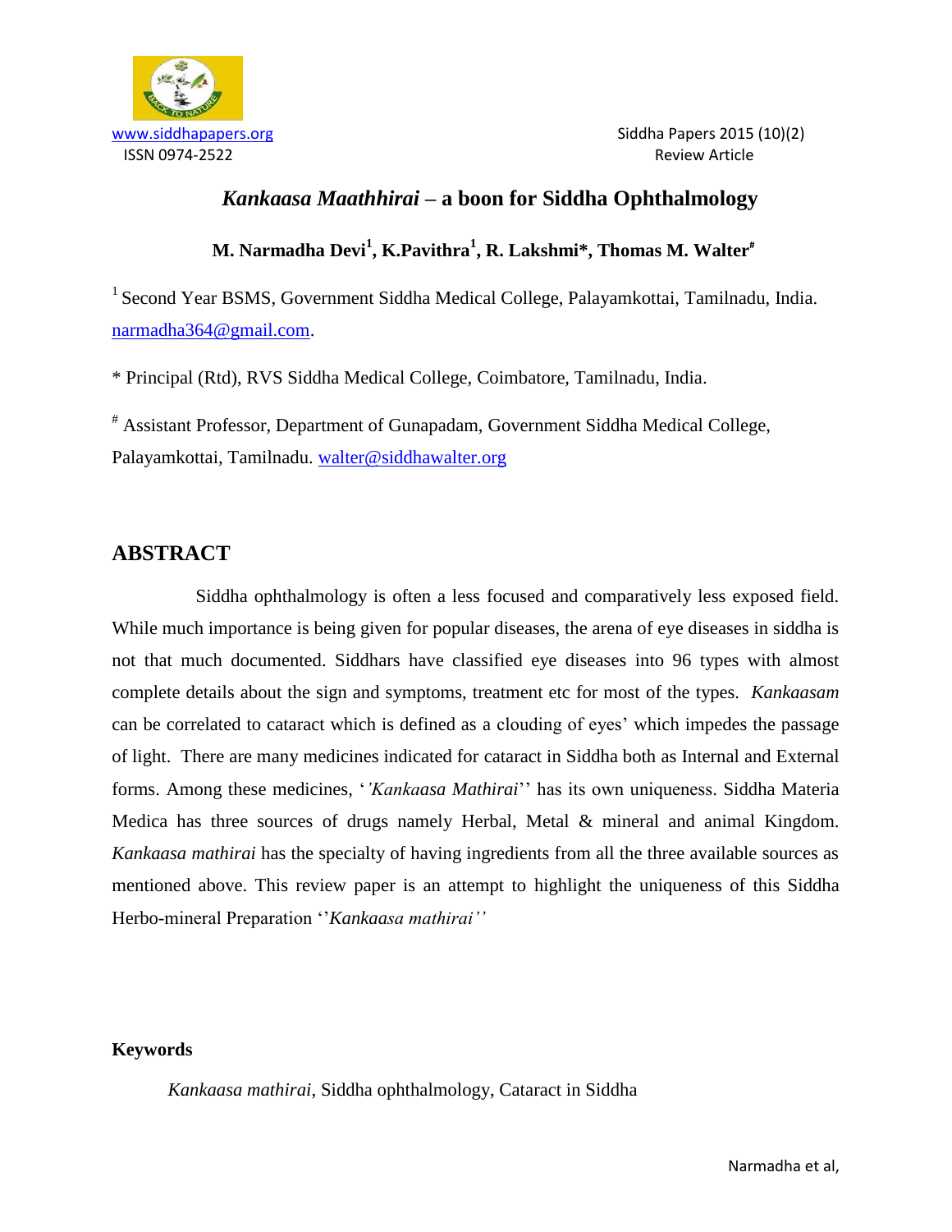# *Kankaasa Maathhirai* – a boon for Siddha Ophthalmology

**M. Narmadha Devi[1], K.Pavithra[1], R. Lakshmi*, Thomas M. Walter[#]**

[1] Second Year BSMS, Government Siddha Medical College, Palayamkottai, Tamilnadu, India. narmadha364@gmail.com.

* Principal (Rtd), RVS Siddha Medical College, Coimbatore, Tamilnadu, India.

[#] Assistant Professor, Department of Gunapadam, Government Siddha Medical College, Palayamkottai, Tamilnadu. walter@siddhawalter.org

## ABSTRACT

Siddha ophthalmology is often a less focused and comparatively less exposed field. While much importance is being given for popular diseases, the arena of eye diseases in siddha is not that much documented. Siddhars have classified eye diseases into 96 types with almost complete details about the sign and symptoms, treatment etc for most of the types. *Kankaasam* can be correlated to cataract which is defined as a clouding of eyes' which impedes the passage of light. There are many medicines indicated for cataract in Siddha both as Internal and External forms. Among these medicines, '*'Kankaasa Mathirai*'' has its own uniqueness. Siddha Materia Medica has three sources of drugs namely Herbal, Metal & mineral and animal Kingdom. *Kankaasa mathirai* has the specialty of having ingredients from all the three available sources as mentioned above. This review paper is an attempt to highlight the uniqueness of this Siddha Herbo-mineral Preparation ''*Kankaasa mathirai''*

**Keywords**

*Kankaasa mathirai*, Siddha ophthalmology, Cataract in Siddha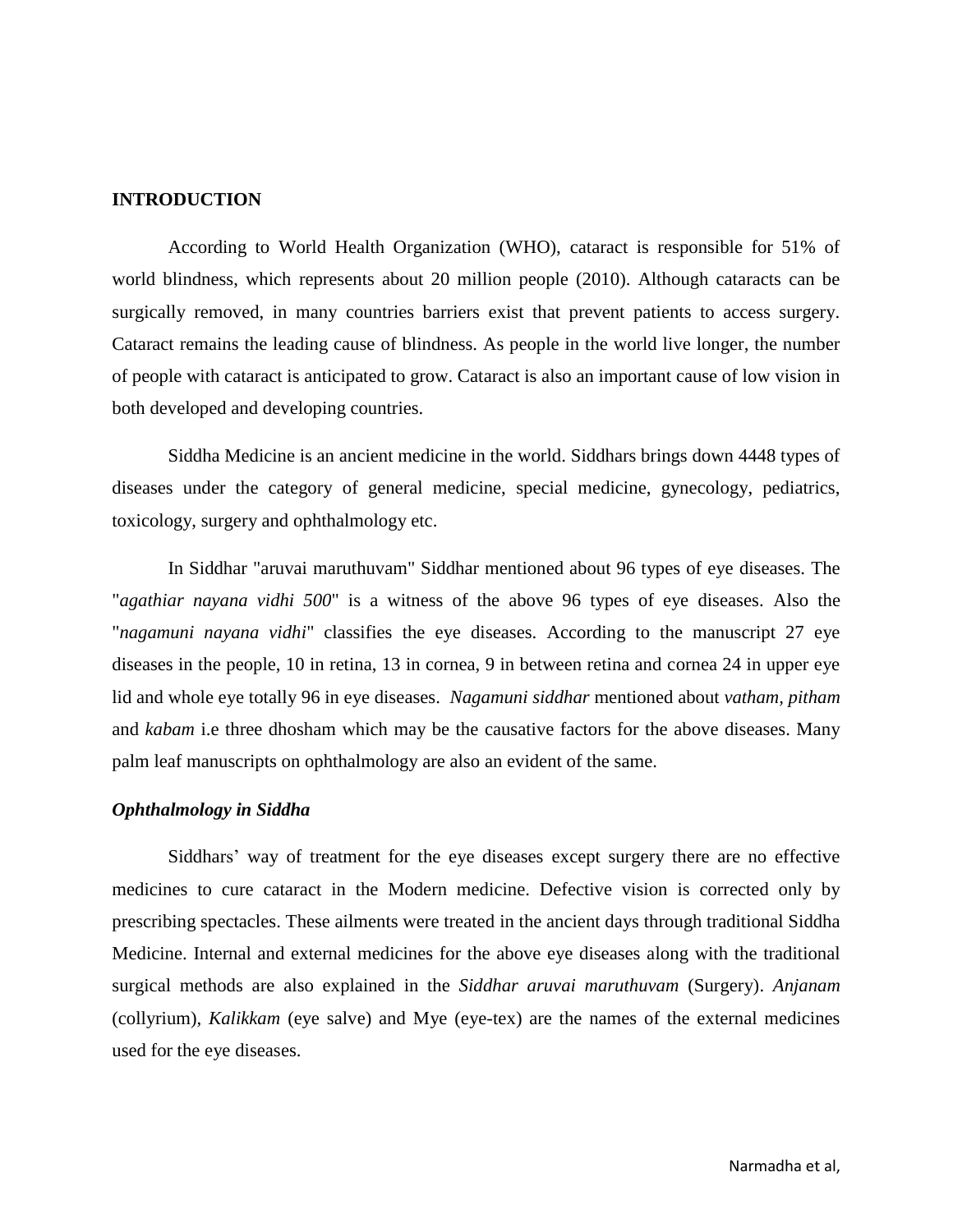## INTRODUCTION

According to World Health Organization (WHO), cataract is responsible for 51% of world blindness, which represents about 20 million people (2010). Although cataracts can be surgically removed, in many countries barriers exist that prevent patients to access surgery. Cataract remains the leading cause of blindness. As people in the world live longer, the number of people with cataract is anticipated to grow. Cataract is also an important cause of low vision in both developed and developing countries.

Siddha Medicine is an ancient medicine in the world. Siddhars brings down 4448 types of diseases under the category of general medicine, special medicine, gynecology, pediatrics, toxicology, surgery and ophthalmology etc.

In Siddhar "aruvai maruthuvam" Siddhar mentioned about 96 types of eye diseases. The "*agathiar nayana vidhi 500*" is a witness of the above 96 types of eye diseases. Also the "*nagamuni nayana vidhi*" classifies the eye diseases. According to the manuscript 27 eye diseases in the people, 10 in retina, 13 in cornea, 9 in between retina and cornea 24 in upper eye lid and whole eye totally 96 in eye diseases. *Nagamuni siddhar* mentioned about *vatham, pitham* and *kabam* i.e three dhosham which may be the causative factors for the above diseases. Many palm leaf manuscripts on ophthalmology are also an evident of the same.

### *Ophthalmology in Siddha*

Siddhars' way of treatment for the eye diseases except surgery there are no effective medicines to cure cataract in the Modern medicine. Defective vision is corrected only by prescribing spectacles. These ailments were treated in the ancient days through traditional Siddha Medicine. Internal and external medicines for the above eye diseases along with the traditional surgical methods are also explained in the *Siddhar aruvai maruthuvam* (Surgery). *Anjanam* (collyrium), *Kalikkam* (eye salve) and Mye (eye-tex) are the names of the external medicines used for the eye diseases.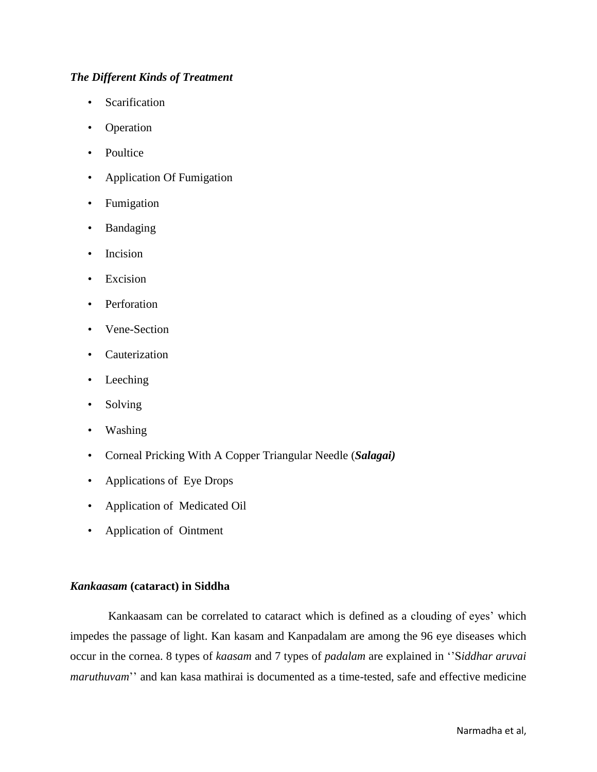### *The Different Kinds of Treatment*

- Scarification
- Operation
- Poultice
- Application Of Fumigation
- Fumigation
- Bandaging
- Incision
- Excision
- Perforation
- Vene-Section
- Cauterization
- Leeching
- Solving
- Washing
- Corneal Pricking With A Copper Triangular Needle (***Salagai)***
- Applications of Eye Drops
- Application of Medicated Oil
- Application of Ointment

### ***Kankaasam* (cataract) in Siddha**

Kankaasam can be correlated to cataract which is defined as a clouding of eyes' which impedes the passage of light. Kan kasam and Kanpadalam are among the 96 eye diseases which occur in the cornea. 8 types of *kaasam* and 7 types of *padalam* are explained in ''S*iddhar aruvai maruthuvam*'' and kan kasa mathirai is documented as a time-tested, safe and effective medicine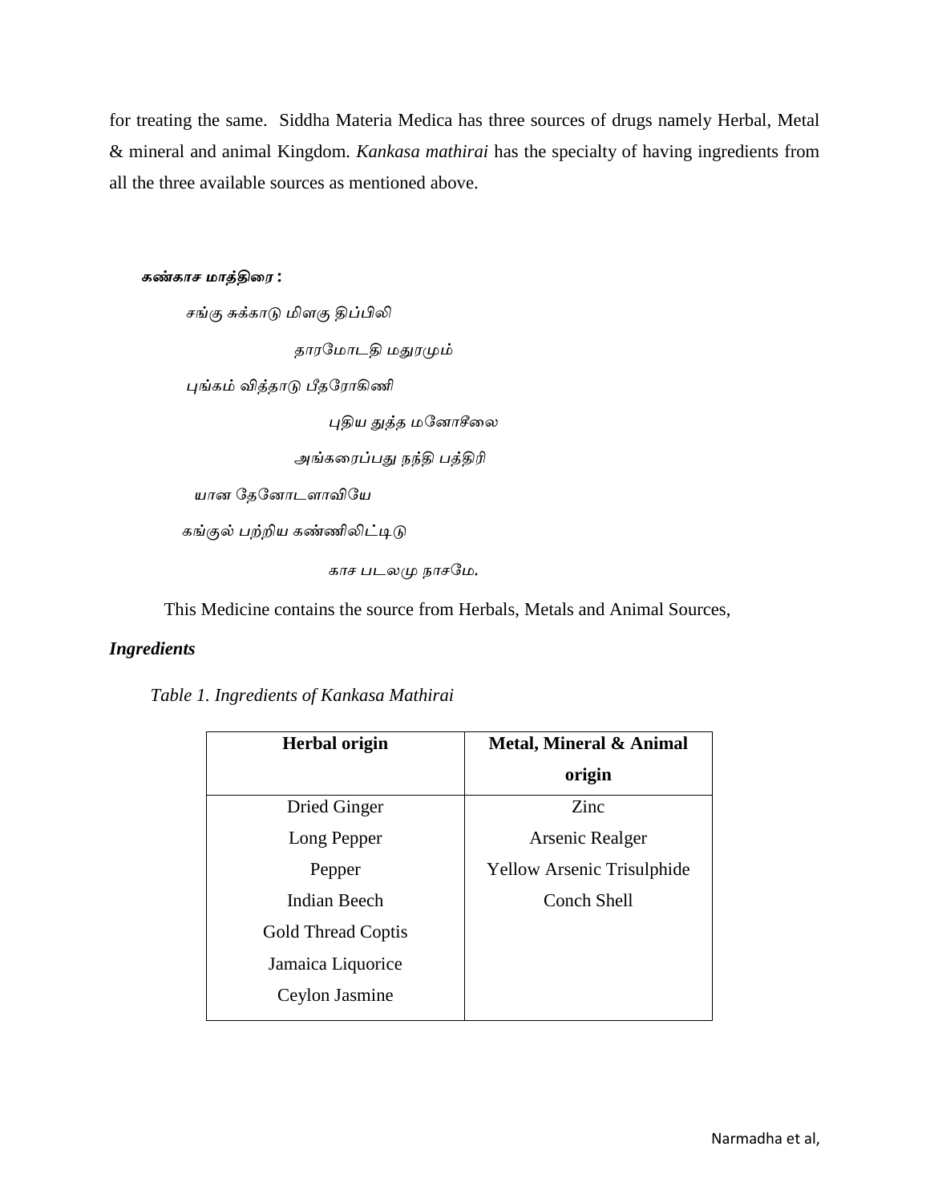for treating the same. Siddha Materia Medica has three sources of drugs namely Herbal, Metal & mineral and animal Kingdom. *Kankasa mathirai* has the specialty of having ingredients from all the three available sources as mentioned above.

***கண்காச மாத்திரை :***

*சங்கு சுக்காடு மிளகு திப்பிலி*

*தாரமோடதி மதுரமும்*

*புங்கம் வித்தாடு பீதரோகிணி*

*புதிய துத்த மனோசிலை*

*அங்கரைப்பது நந்தி பத்திரி*

*யான தேனோடளாவியே*

*கங்குல் பற்றிய கண்ணிலிட்டிடு*

*காச படலமு நாசமே.*

This Medicine contains the source from Herbals, Metals and Animal Sources,

***Ingredients***

*Table 1. Ingredients of Kankasa Mathirai*

| Herbal origin | Metal, Mineral & Animal origin |
|---|---|
| Dried Ginger | Zinc |
| Long Pepper | Arsenic Realger |
| Pepper | Yellow Arsenic Trisulphide |
| Indian Beech | Conch Shell |
| Gold Thread Coptis | |
| Jamaica Liquorice | |
| Ceylon Jasmine | |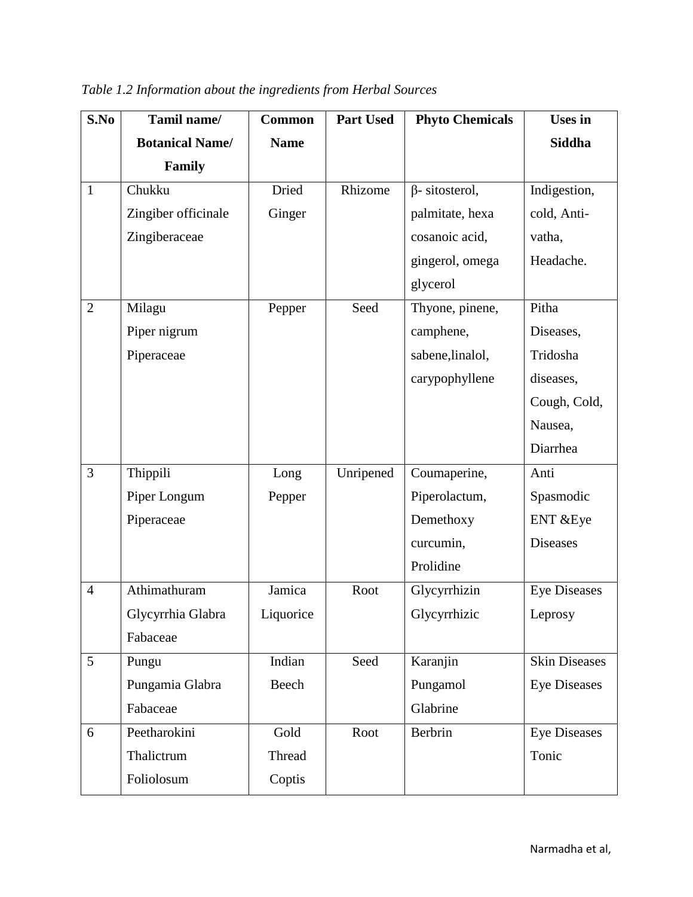*Table 1.2 Information about the ingredients from Herbal Sources*

| S.No | Tamil name/ Botanical Name/ Family | Common Name | Part Used | Phyto Chemicals | Uses in Siddha |
|---|---|---|---|---|---|
| 1 | Chukku Zingiber officinale Zingiberaceae | Dried Ginger | Rhizome | β- sitosterol, palmitate, hexa cosanoic acid, gingerol, omega glycerol | Indigestion, cold, Anti-vatha, Headache. |
| 2 | Milagu Piper nigrum Piperaceae | Pepper | Seed | Thyone, pinene, camphene, sabene,linalol, carypophyllene | Pitha Diseases, Tridosha diseases, Cough, Cold, Nausea, Diarrhea |
| 3 | Thippili Piper Longum Piperaceae | Long Pepper | Unripened | Coumaperine, Piperolactum, Demethoxy curcumin, Prolidine | Anti Spasmodic ENT &Eye Diseases |
| 4 | Athimathuram Glycyrrhia Glabra Fabaceae | Jamica Liquorice | Root | Glycyrrhizin Glycyrrhizic | Eye Diseases Leprosy |
| 5 | Pungu Pungamia Glabra Fabaceae | Indian Beech | Seed | Karanjin Pungamol Glabrine | Skin Diseases Eye Diseases |
| 6 | Peetharokini Thalictrum Foliolosum | Gold Thread Coptis | Root | Berbrin | Eye Diseases Tonic |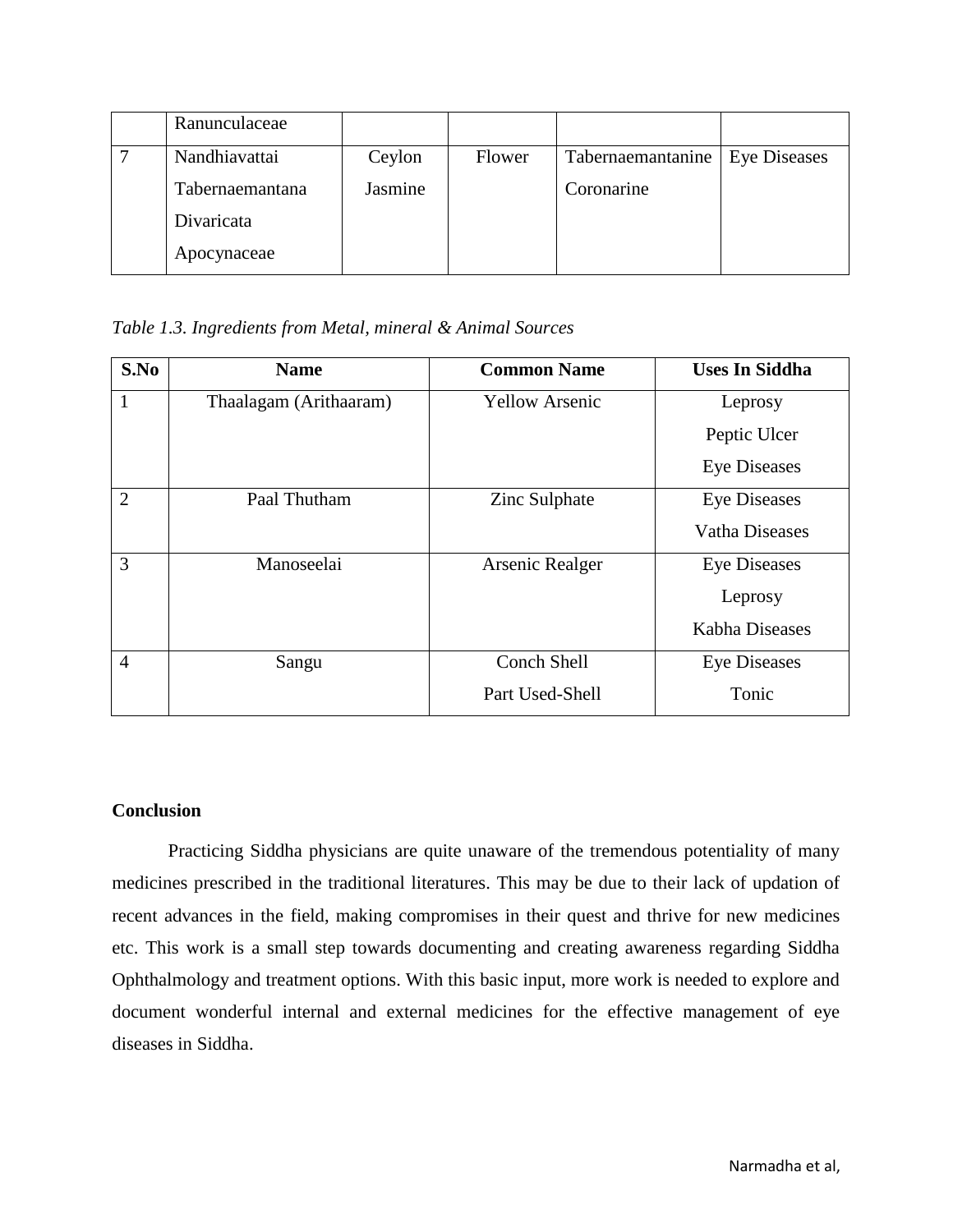|   | Ranunculaceae |   |   |   |   |
|---|---|---|---|---|---|
| 7 | Nandhiavattai Tabernaemantana Divaricata Apocynaceae | Ceylon Jasmine | Flower | Tabernaemantanine Coronarine | Eye Diseases |

*Table 1.3. Ingredients from Metal, mineral & Animal Sources*

| S.No | Name | Common Name | Uses In Siddha |
|---|---|---|---|
| 1 | Thaalagam (Arithaaram) | Yellow Arsenic | Leprosy<br>Peptic Ulcer<br>Eye Diseases |
| 2 | Paal Thutham | Zinc Sulphate | Eye Diseases<br>Vatha Diseases |
| 3 | Manoseelai | Arsenic Realger | Eye Diseases<br>Leprosy<br>Kabha Diseases |
| 4 | Sangu | Conch Shell<br>Part Used-Shell | Eye Diseases<br>Tonic |

**Conclusion**

Practicing Siddha physicians are quite unaware of the tremendous potentiality of many medicines prescribed in the traditional literatures. This may be due to their lack of updation of recent advances in the field, making compromises in their quest and thrive for new medicines etc. This work is a small step towards documenting and creating awareness regarding Siddha Ophthalmology and treatment options. With this basic input, more work is needed to explore and document wonderful internal and external medicines for the effective management of eye diseases in Siddha.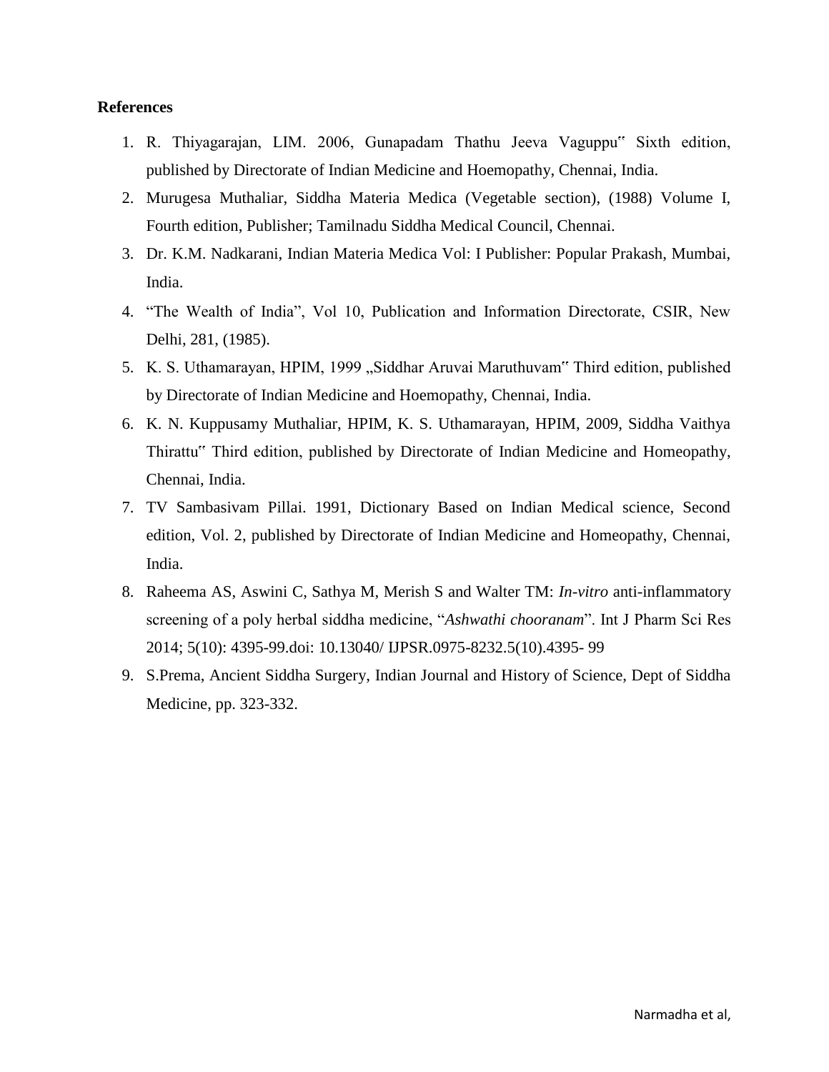**References**

1. R. Thiyagarajan, LIM. 2006, Gunapadam Thathu Jeeva Vaguppu" Sixth edition, published by Directorate of Indian Medicine and Hoemopathy, Chennai, India.
2. Murugesa Muthaliar, Siddha Materia Medica (Vegetable section), (1988) Volume I, Fourth edition, Publisher; Tamilnadu Siddha Medical Council, Chennai.
3. Dr. K.M. Nadkarani, Indian Materia Medica Vol: I Publisher: Popular Prakash, Mumbai, India.
4. "The Wealth of India", Vol 10, Publication and Information Directorate, CSIR, New Delhi, 281, (1985).
5. K. S. Uthamarayan, HPIM, 1999 „Siddhar Aruvai Maruthuvam" Third edition, published by Directorate of Indian Medicine and Hoemopathy, Chennai, India.
6. K. N. Kuppusamy Muthaliar, HPIM, K. S. Uthamarayan, HPIM, 2009, Siddha Vaithya Thirattu" Third edition, published by Directorate of Indian Medicine and Homeopathy, Chennai, India.
7. TV Sambasivam Pillai. 1991, Dictionary Based on Indian Medical science, Second edition, Vol. 2, published by Directorate of Indian Medicine and Homeopathy, Chennai, India.
8. Raheema AS, Aswini C, Sathya M, Merish S and Walter TM: *In-vitro* anti-inflammatory screening of a poly herbal siddha medicine, "*Ashwathi chooranam*". Int J Pharm Sci Res 2014; 5(10): 4395-99.doi: 10.13040/ IJPSR.0975-8232.5(10).4395- 99
9. S.Prema, Ancient Siddha Surgery, Indian Journal and History of Science, Dept of Siddha Medicine, pp. 323-332.